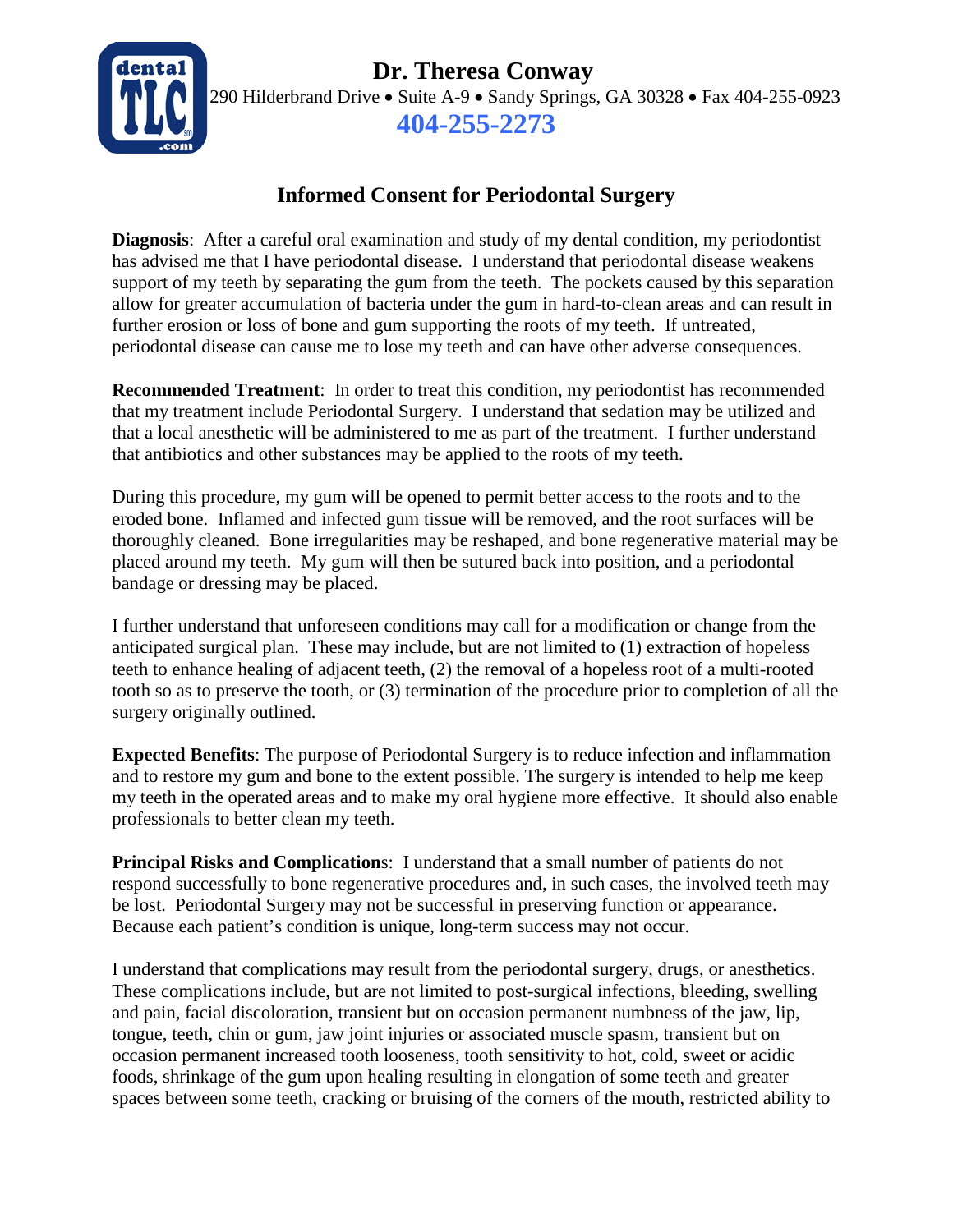# Dr. Theresa Conway

290 Hilderbrand Drive • Suite A-9 • Sandy Springs, GA 30328 • Fax 404-255-0923

**404-255-2273**

## Informed Consent for Periodontal Surgery

**Diagnosis**: After a careful oral examination and study of my dental condition, my periodontist has advised me that I have periodontal disease. I understand that periodontal disease weakens support of my teeth by separating the gum from the teeth. The pockets caused by this separation allow for greater accumulation of bacteria under the gum in hard-to-clean areas and can result in further erosion or loss of bone and gum supporting the roots of my teeth. If untreated, periodontal disease can cause me to lose my teeth and can have other adverse consequences.

**Recommended Treatment**: In order to treat this condition, my periodontist has recommended that my treatment include Periodontal Surgery. I understand that sedation may be utilized and that a local anesthetic will be administered to me as part of the treatment. I further understand that antibiotics and other substances may be applied to the roots of my teeth.

During this procedure, my gum will be opened to permit better access to the roots and to the eroded bone. Inflamed and infected gum tissue will be removed, and the root surfaces will be thoroughly cleaned. Bone irregularities may be reshaped, and bone regenerative material may be placed around my teeth. My gum will then be sutured back into position, and a periodontal bandage or dressing may be placed.

I further understand that unforeseen conditions may call for a modification or change from the anticipated surgical plan. These may include, but are not limited to (1) extraction of hopeless teeth to enhance healing of adjacent teeth, (2) the removal of a hopeless root of a multi-rooted tooth so as to preserve the tooth, or (3) termination of the procedure prior to completion of all the surgery originally outlined.

**Expected Benefits**: The purpose of Periodontal Surgery is to reduce infection and inflammation and to restore my gum and bone to the extent possible. The surgery is intended to help me keep my teeth in the operated areas and to make my oral hygiene more effective. It should also enable professionals to better clean my teeth.

**Principal Risks and Complications**: I understand that a small number of patients do not respond successfully to bone regenerative procedures and, in such cases, the involved teeth may be lost. Periodontal Surgery may not be successful in preserving function or appearance. Because each patient's condition is unique, long-term success may not occur.

I understand that complications may result from the periodontal surgery, drugs, or anesthetics. These complications include, but are not limited to post-surgical infections, bleeding, swelling and pain, facial discoloration, transient but on occasion permanent numbness of the jaw, lip, tongue, teeth, chin or gum, jaw joint injuries or associated muscle spasm, transient but on occasion permanent increased tooth looseness, tooth sensitivity to hot, cold, sweet or acidic foods, shrinkage of the gum upon healing resulting in elongation of some teeth and greater spaces between some teeth, cracking or bruising of the corners of the mouth, restricted ability to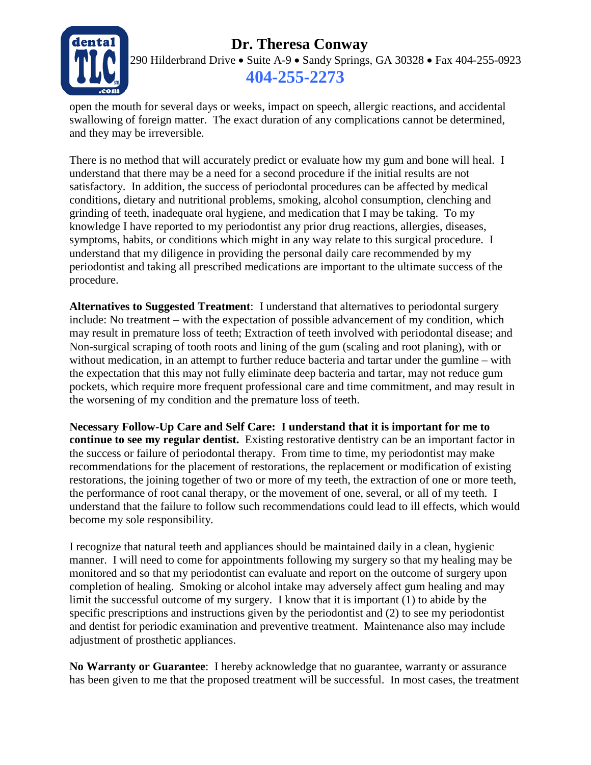open the mouth for several days or weeks, impact on speech, allergic reactions, and accidental swallowing of foreign matter. The exact duration of any complications cannot be determined, and they may be irreversible.

There is no method that will accurately predict or evaluate how my gum and bone will heal. I understand that there may be a need for a second procedure if the initial results are not satisfactory. In addition, the success of periodontal procedures can be affected by medical conditions, dietary and nutritional problems, smoking, alcohol consumption, clenching and grinding of teeth, inadequate oral hygiene, and medication that I may be taking. To my knowledge I have reported to my periodontist any prior drug reactions, allergies, diseases, symptoms, habits, or conditions which might in any way relate to this surgical procedure. I understand that my diligence in providing the personal daily care recommended by my periodontist and taking all prescribed medications are important to the ultimate success of the procedure.

**Alternatives to Suggested Treatment**: I understand that alternatives to periodontal surgery include: No treatment – with the expectation of possible advancement of my condition, which may result in premature loss of teeth; Extraction of teeth involved with periodontal disease; and Non-surgical scraping of tooth roots and lining of the gum (scaling and root planing), with or without medication, in an attempt to further reduce bacteria and tartar under the gumline – with the expectation that this may not fully eliminate deep bacteria and tartar, may not reduce gum pockets, which require more frequent professional care and time commitment, and may result in the worsening of my condition and the premature loss of teeth.

**Necessary Follow-Up Care and Self Care: I understand that it is important for me to continue to see my regular dentist.** Existing restorative dentistry can be an important factor in the success or failure of periodontal therapy. From time to time, my periodontist may make recommendations for the placement of restorations, the replacement or modification of existing restorations, the joining together of two or more of my teeth, the extraction of one or more teeth, the performance of root canal therapy, or the movement of one, several, or all of my teeth. I understand that the failure to follow such recommendations could lead to ill effects, which would become my sole responsibility.

I recognize that natural teeth and appliances should be maintained daily in a clean, hygienic manner. I will need to come for appointments following my surgery so that my healing may be monitored and so that my periodontist can evaluate and report on the outcome of surgery upon completion of healing. Smoking or alcohol intake may adversely affect gum healing and may limit the successful outcome of my surgery. I know that it is important (1) to abide by the specific prescriptions and instructions given by the periodontist and (2) to see my periodontist and dentist for periodic examination and preventive treatment. Maintenance also may include adjustment of prosthetic appliances.

**No Warranty or Guarantee**: I hereby acknowledge that no guarantee, warranty or assurance has been given to me that the proposed treatment will be successful. In most cases, the treatment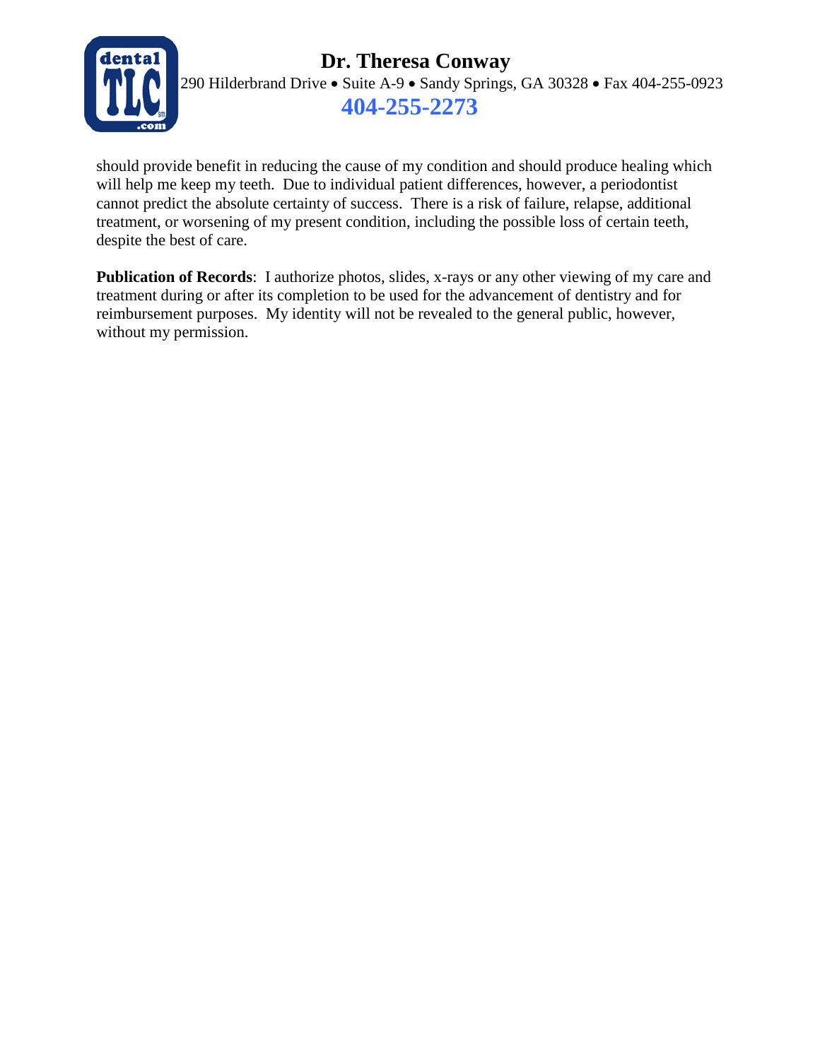should provide benefit in reducing the cause of my condition and should produce healing which will help me keep my teeth. Due to individual patient differences, however, a periodontist cannot predict the absolute certainty of success. There is a risk of failure, relapse, additional treatment, or worsening of my present condition, including the possible loss of certain teeth, despite the best of care.

**Publication of Records**: I authorize photos, slides, x-rays or any other viewing of my care and treatment during or after its completion to be used for the advancement of dentistry and for reimbursement purposes. My identity will not be revealed to the general public, however, without my permission.